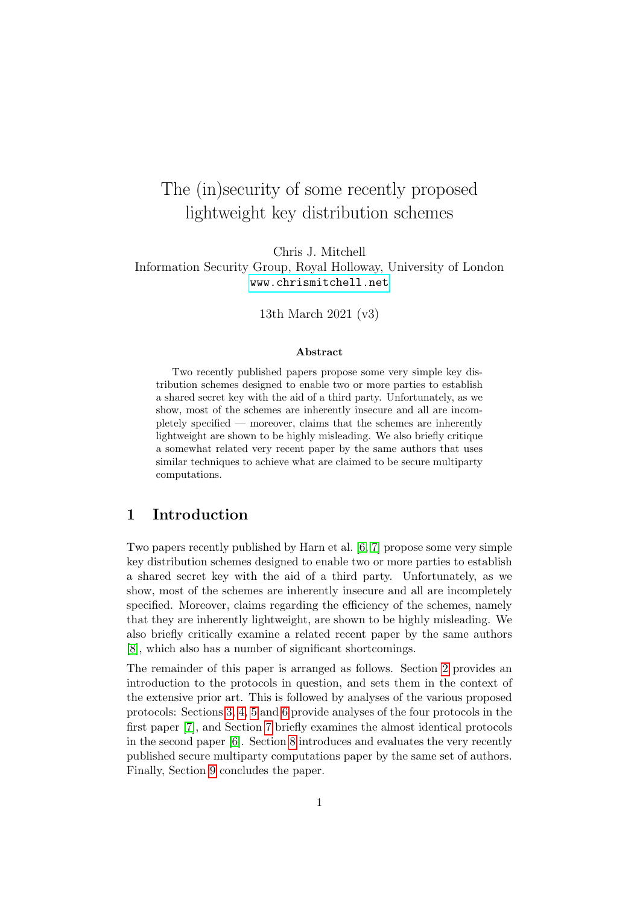# The (in)security of some recently proposed lightweight key distribution schemes

Chris J. Mitchell
Information Security Group, Royal Holloway, University of London
www.chrismitchell.net

13th March 2021 (v3)

### Abstract

Two recently published papers propose some very simple key distribution schemes designed to enable two or more parties to establish a shared secret key with the aid of a third party. Unfortunately, as we show, most of the schemes are inherently insecure and all are incompletely specified — moreover, claims that the schemes are inherently lightweight are shown to be highly misleading. We also briefly critique a somewhat related very recent paper by the same authors that uses similar techniques to achieve what are claimed to be secure multiparty computations.

## 1 Introduction

Two papers recently published by Harn et al. [6, 7] propose some very simple key distribution schemes designed to enable two or more parties to establish a shared secret key with the aid of a third party. Unfortunately, as we show, most of the schemes are inherently insecure and all are incompletely specified. Moreover, claims regarding the efficiency of the schemes, namely that they are inherently lightweight, are shown to be highly misleading. We also briefly critically examine a related recent paper by the same authors [8], which also has a number of significant shortcomings.

The remainder of this paper is arranged as follows. Section 2 provides an introduction to the protocols in question, and sets them in the context of the extensive prior art. This is followed by analyses of the various proposed protocols: Sections 3, 4, 5 and 6 provide analyses of the four protocols in the first paper [7], and Section 7 briefly examines the almost identical protocols in the second paper [6]. Section 8 introduces and evaluates the very recently published secure multiparty computations paper by the same set of authors. Finally, Section 9 concludes the paper.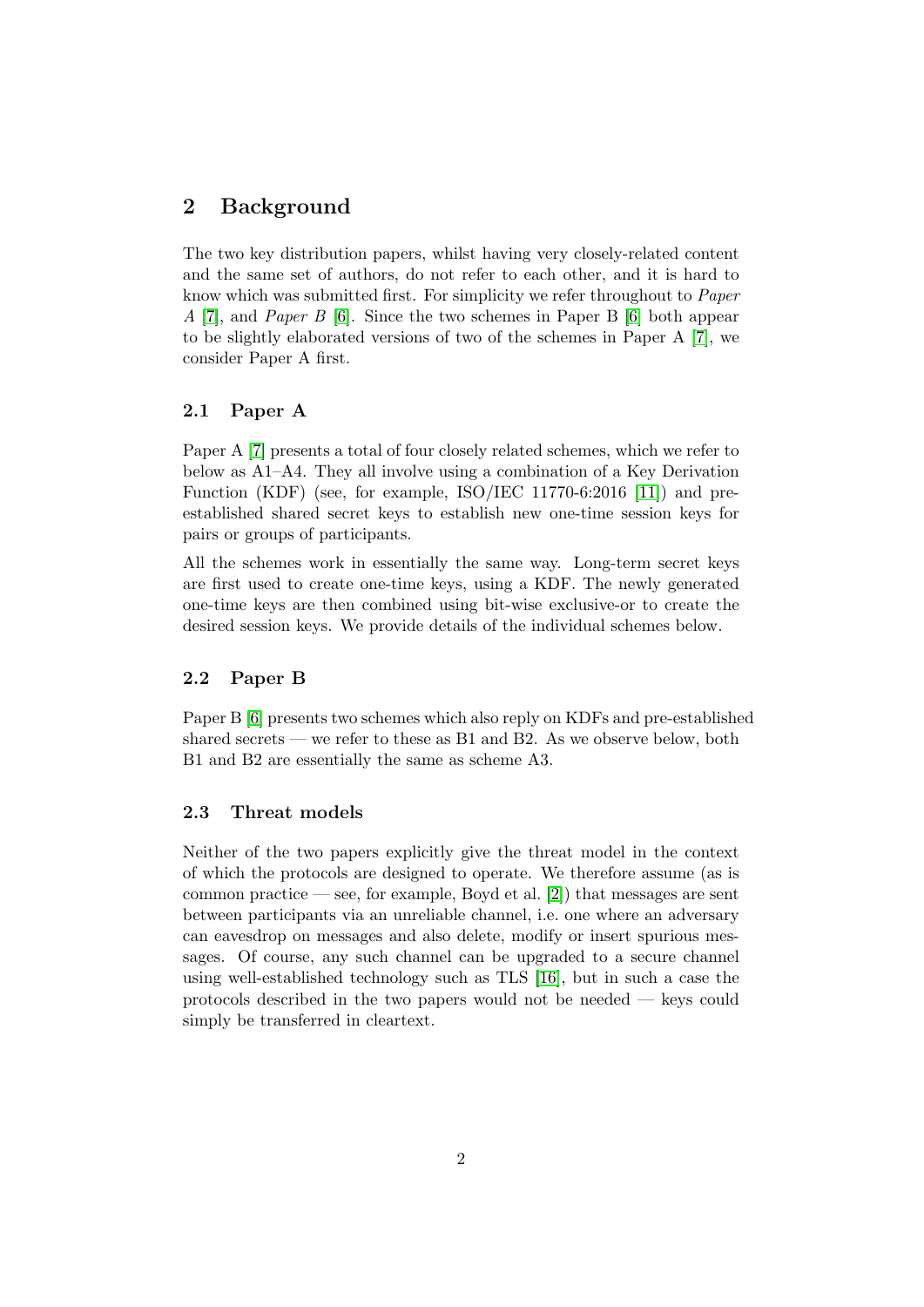## 2 Background

The two key distribution papers, whilst having very closely-related content and the same set of authors, do not refer to each other, and it is hard to know which was submitted first. For simplicity we refer throughout to *Paper A* [7], and *Paper B* [6]. Since the two schemes in Paper B [6] both appear to be slightly elaborated versions of two of the schemes in Paper A [7], we consider Paper A first.

### 2.1 Paper A

Paper A [7] presents a total of four closely related schemes, which we refer to below as A1–A4. They all involve using a combination of a Key Derivation Function (KDF) (see, for example, ISO/IEC 11770-6:2016 [11]) and pre-established shared secret keys to establish new one-time session keys for pairs or groups of participants.

All the schemes work in essentially the same way. Long-term secret keys are first used to create one-time keys, using a KDF. The newly generated one-time keys are then combined using bit-wise exclusive-or to create the desired session keys. We provide details of the individual schemes below.

### 2.2 Paper B

Paper B [6] presents two schemes which also reply on KDFs and pre-established shared secrets — we refer to these as B1 and B2. As we observe below, both B1 and B2 are essentially the same as scheme A3.

### 2.3 Threat models

Neither of the two papers explicitly give the threat model in the context of which the protocols are designed to operate. We therefore assume (as is common practice — see, for example, Boyd et al. [2]) that messages are sent between participants via an unreliable channel, i.e. one where an adversary can eavesdrop on messages and also delete, modify or insert spurious messages. Of course, any such channel can be upgraded to a secure channel using well-established technology such as TLS [16], but in such a case the protocols described in the two papers would not be needed — keys could simply be transferred in cleartext.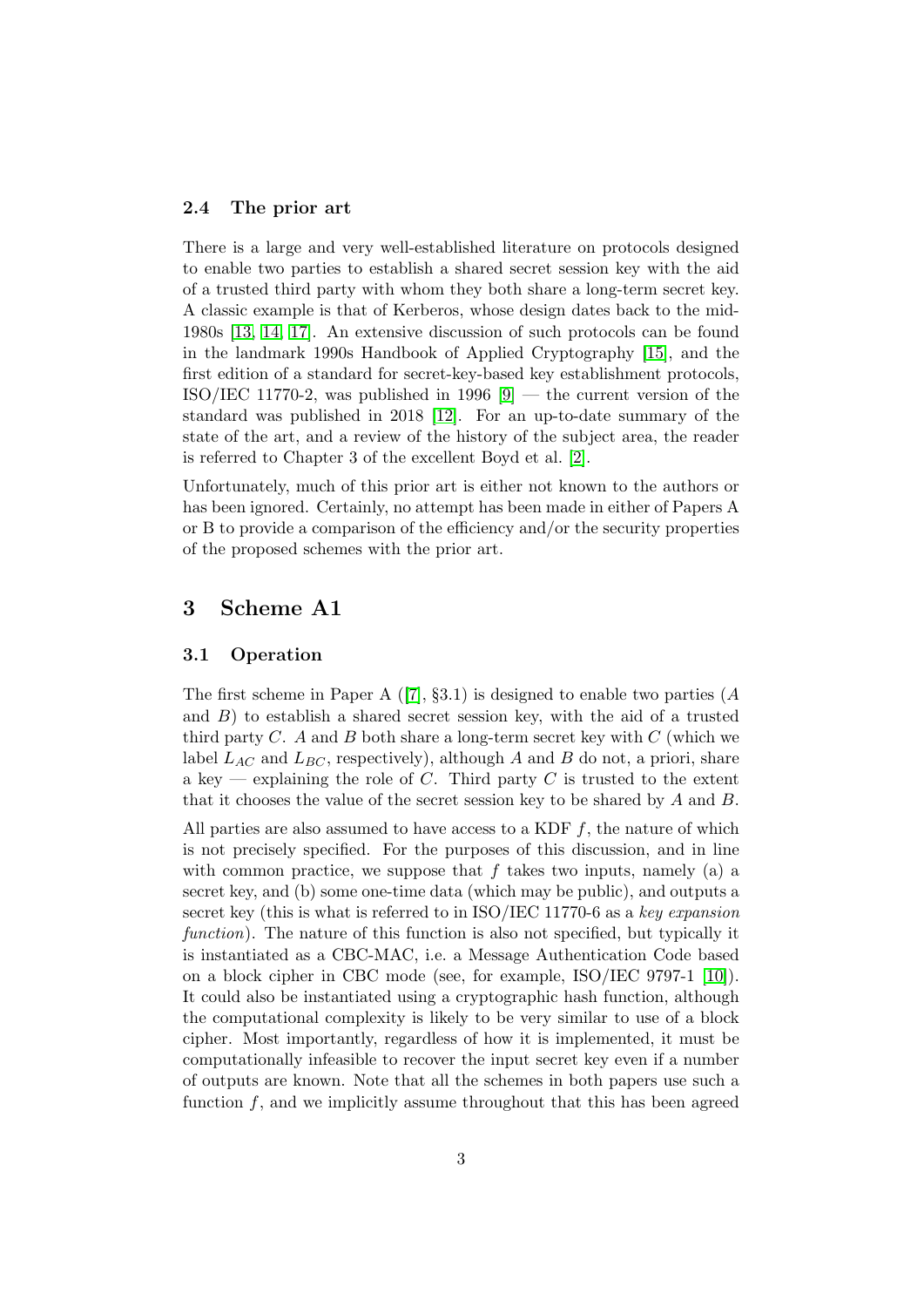### 2.4 The prior art

There is a large and very well-established literature on protocols designed to enable two parties to establish a shared secret session key with the aid of a trusted third party with whom they both share a long-term secret key. A classic example is that of Kerberos, whose design dates back to the mid-1980s [13, 14, 17]. An extensive discussion of such protocols can be found in the landmark 1990s Handbook of Applied Cryptography [15], and the first edition of a standard for secret-key-based key establishment protocols, ISO/IEC 11770-2, was published in 1996 [9] — the current version of the standard was published in 2018 [12]. For an up-to-date summary of the state of the art, and a review of the history of the subject area, the reader is referred to Chapter 3 of the excellent Boyd et al. [2].

Unfortunately, much of this prior art is either not known to the authors or has been ignored. Certainly, no attempt has been made in either of Papers A or B to provide a comparison of the efficiency and/or the security properties of the proposed schemes with the prior art.

## 3 Scheme A1

### 3.1 Operation

The first scheme in Paper A ([7], §3.1) is designed to enable two parties ($A$ and $B$) to establish a shared secret session key, with the aid of a trusted third party $C$. $A$ and $B$ both share a long-term secret key with $C$ (which we label $L_{AC}$ and $L_{BC}$, respectively), although $A$ and $B$ do not, a priori, share a key — explaining the role of $C$. Third party $C$ is trusted to the extent that it chooses the value of the secret session key to be shared by $A$ and $B$.

All parties are also assumed to have access to a KDF $f$, the nature of which is not precisely specified. For the purposes of this discussion, and in line with common practice, we suppose that $f$ takes two inputs, namely (a) a secret key, and (b) some one-time data (which may be public), and outputs a secret key (this is what is referred to in ISO/IEC 11770-6 as a *key expansion function*). The nature of this function is also not specified, but typically it is instantiated as a CBC-MAC, i.e. a Message Authentication Code based on a block cipher in CBC mode (see, for example, ISO/IEC 9797-1 [10]). It could also be instantiated using a cryptographic hash function, although the computational complexity is likely to be very similar to use of a block cipher. Most importantly, regardless of how it is implemented, it must be computationally infeasible to recover the input secret key even if a number of outputs are known. Note that all the schemes in both papers use such a function $f$, and we implicitly assume throughout that this has been agreed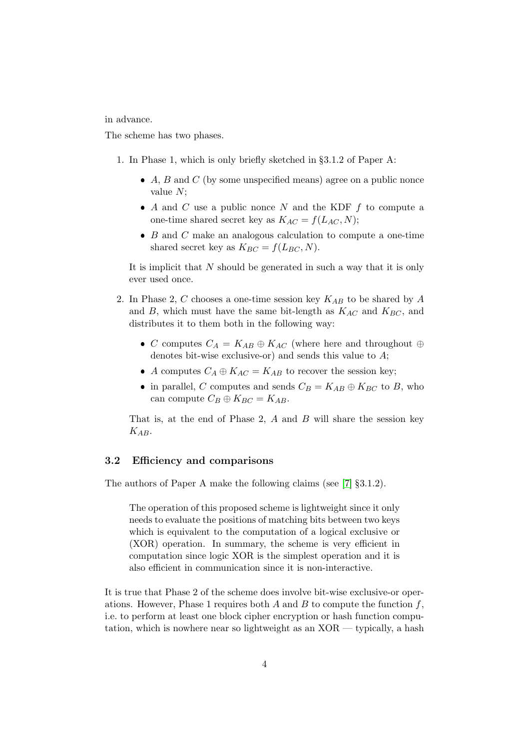in advance.

The scheme has two phases.

1. In Phase 1, which is only briefly sketched in §3.1.2 of Paper A:
   - $A$, $B$ and $C$ (by some unspecified means) agree on a public nonce value $N$;
   - $A$ and $C$ use a public nonce $N$ and the KDF $f$ to compute a one-time shared secret key as $K_{AC} = f(L_{AC}, N)$;
   - $B$ and $C$ make an analogous calculation to compute a one-time shared secret key as $K_{BC} = f(L_{BC}, N)$.

   It is implicit that $N$ should be generated in such a way that it is only ever used once.

2. In Phase 2, $C$ chooses a one-time session key $K_{AB}$ to be shared by $A$ and $B$, which must have the same bit-length as $K_{AC}$ and $K_{BC}$, and distributes it to them both in the following way:
   - $C$ computes $C_A = K_{AB} \oplus K_{AC}$ (where here and throughout $\oplus$ denotes bit-wise exclusive-or) and sends this value to $A$;
   - $A$ computes $C_A \oplus K_{AC} = K_{AB}$ to recover the session key;
   - in parallel, $C$ computes and sends $C_B = K_{AB} \oplus K_{BC}$ to $B$, who can compute $C_B \oplus K_{BC} = K_{AB}$.

   That is, at the end of Phase 2, $A$ and $B$ will share the session key $K_{AB}$.

### 3.2 Efficiency and comparisons

The authors of Paper A make the following claims (see [7] §3.1.2).

> The operation of this proposed scheme is lightweight since it only needs to evaluate the positions of matching bits between two keys which is equivalent to the computation of a logical exclusive or (XOR) operation. In summary, the scheme is very efficient in computation since logic XOR is the simplest operation and it is also efficient in communication since it is non-interactive.

It is true that Phase 2 of the scheme does involve bit-wise exclusive-or operations. However, Phase 1 requires both $A$ and $B$ to compute the function $f$, i.e. to perform at least one block cipher encryption or hash function computation, which is nowhere near so lightweight as an XOR — typically, a hash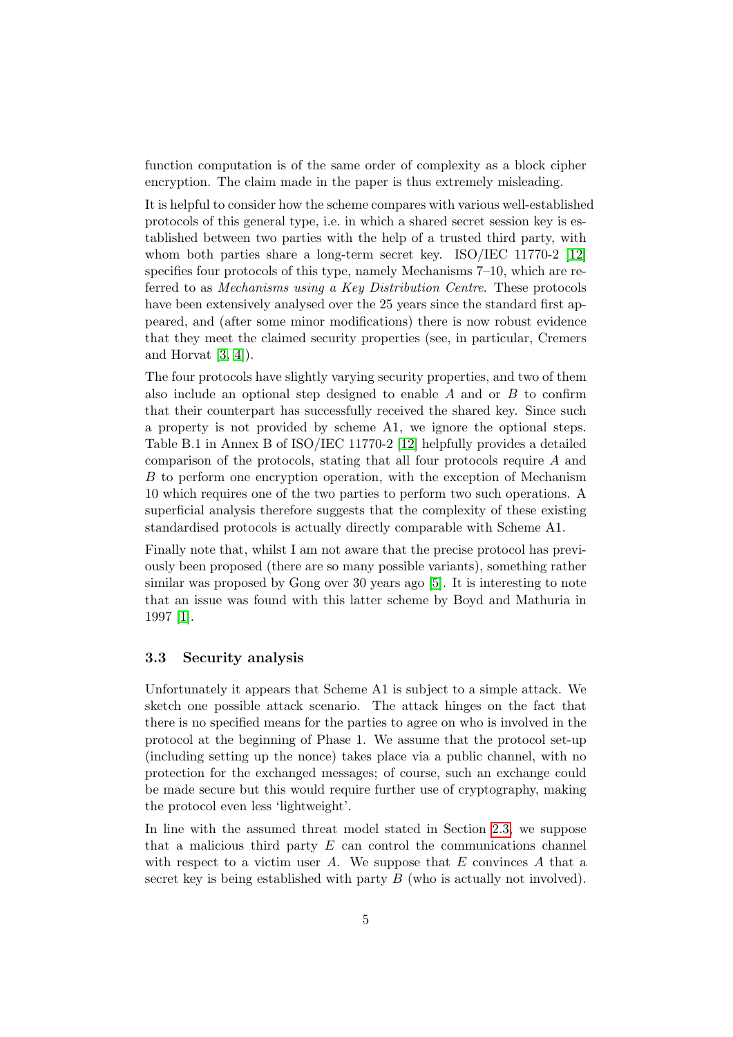function computation is of the same order of complexity as a block cipher encryption. The claim made in the paper is thus extremely misleading.

It is helpful to consider how the scheme compares with various well-established protocols of this general type, i.e. in which a shared secret session key is established between two parties with the help of a trusted third party, with whom both parties share a long-term secret key. ISO/IEC 11770-2 [12] specifies four protocols of this type, namely Mechanisms 7–10, which are referred to as *Mechanisms using a Key Distribution Centre*. These protocols have been extensively analysed over the 25 years since the standard first appeared, and (after some minor modifications) there is now robust evidence that they meet the claimed security properties (see, in particular, Cremers and Horvat [3, 4]).

The four protocols have slightly varying security properties, and two of them also include an optional step designed to enable $A$ and or $B$ to confirm that their counterpart has successfully received the shared key. Since such a property is not provided by scheme A1, we ignore the optional steps. Table B.1 in Annex B of ISO/IEC 11770-2 [12] helpfully provides a detailed comparison of the protocols, stating that all four protocols require $A$ and $B$ to perform one encryption operation, with the exception of Mechanism 10 which requires one of the two parties to perform two such operations. A superficial analysis therefore suggests that the complexity of these existing standardised protocols is actually directly comparable with Scheme A1.

Finally note that, whilst I am not aware that the precise protocol has previously been proposed (there are so many possible variants), something rather similar was proposed by Gong over 30 years ago [5]. It is interesting to note that an issue was found with this latter scheme by Boyd and Mathuria in 1997 [1].

### 3.3 Security analysis

Unfortunately it appears that Scheme A1 is subject to a simple attack. We sketch one possible attack scenario. The attack hinges on the fact that there is no specified means for the parties to agree on who is involved in the protocol at the beginning of Phase 1. We assume that the protocol set-up (including setting up the nonce) takes place via a public channel, with no protection for the exchanged messages; of course, such an exchange could be made secure but this would require further use of cryptography, making the protocol even less 'lightweight'.

In line with the assumed threat model stated in Section 2.3, we suppose that a malicious third party $E$ can control the communications channel with respect to a victim user $A$. We suppose that $E$ convinces $A$ that a secret key is being established with party $B$ (who is actually not involved).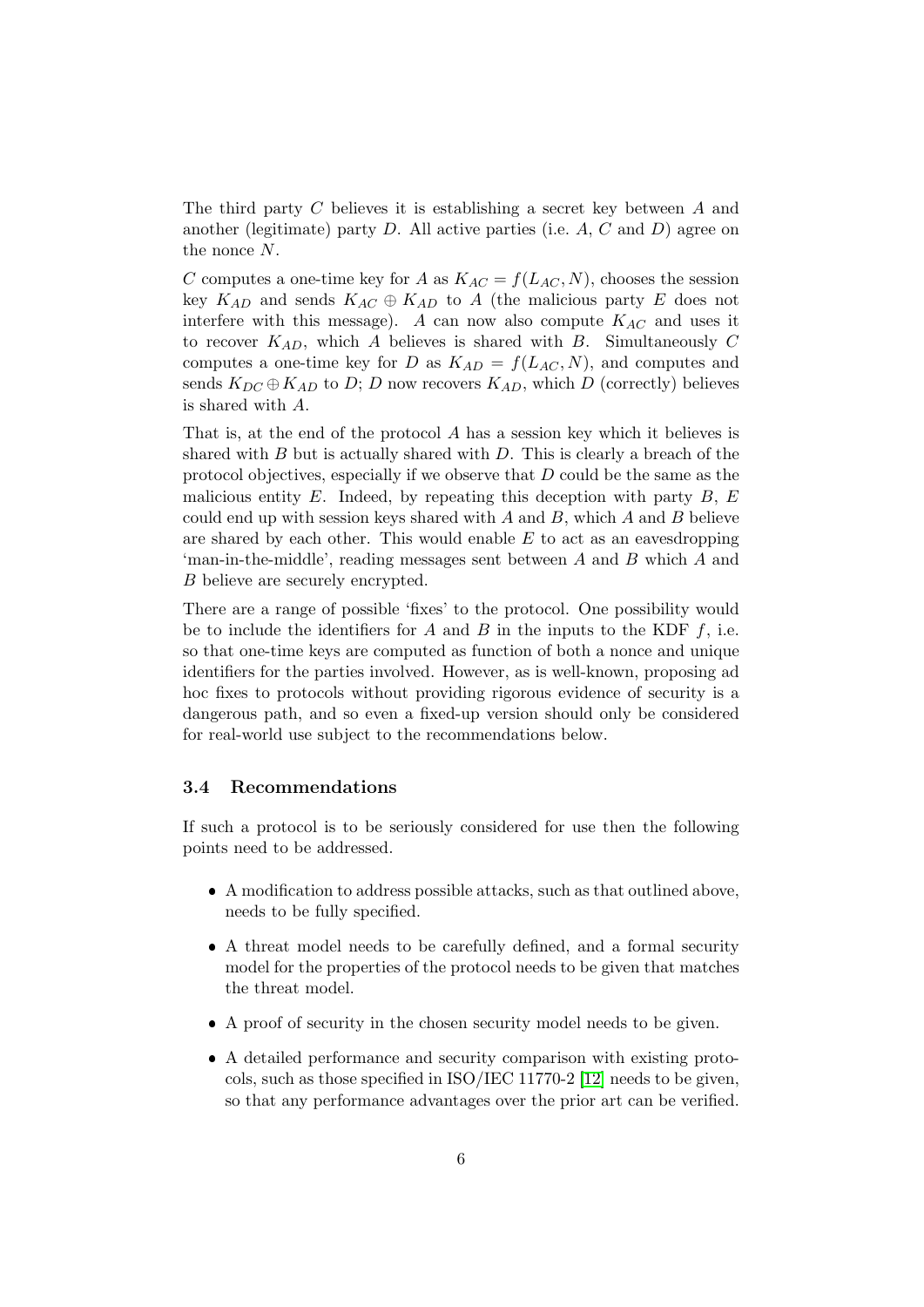The third party $C$ believes it is establishing a secret key between $A$ and another (legitimate) party $D$. All active parties (i.e. $A$, $C$ and $D$) agree on the nonce $N$.

$C$ computes a one-time key for $A$ as $K_{AC} = f(L_{AC}, N)$, chooses the session key $K_{AD}$ and sends $K_{AC} \oplus K_{AD}$ to $A$ (the malicious party $E$ does not interfere with this message). $A$ can now also compute $K_{AC}$ and uses it to recover $K_{AD}$, which $A$ believes is shared with $B$. Simultaneously $C$ computes a one-time key for $D$ as $K_{AD} = f(L_{AC}, N)$, and computes and sends $K_{DC} \oplus K_{AD}$ to $D$; $D$ now recovers $K_{AD}$, which $D$ (correctly) believes is shared with $A$.

That is, at the end of the protocol $A$ has a session key which it believes is shared with $B$ but is actually shared with $D$. This is clearly a breach of the protocol objectives, especially if we observe that $D$ could be the same as the malicious entity $E$. Indeed, by repeating this deception with party $B$, $E$ could end up with session keys shared with $A$ and $B$, which $A$ and $B$ believe are shared by each other. This would enable $E$ to act as an eavesdropping 'man-in-the-middle', reading messages sent between $A$ and $B$ which $A$ and $B$ believe are securely encrypted.

There are a range of possible 'fixes' to the protocol. One possibility would be to include the identifiers for $A$ and $B$ in the inputs to the KDF $f$, i.e. so that one-time keys are computed as function of both a nonce and unique identifiers for the parties involved. However, as is well-known, proposing ad hoc fixes to protocols without providing rigorous evidence of security is a dangerous path, and so even a fixed-up version should only be considered for real-world use subject to the recommendations below.

### 3.4 Recommendations

If such a protocol is to be seriously considered for use then the following points need to be addressed.

- A modification to address possible attacks, such as that outlined above, needs to be fully specified.
- A threat model needs to be carefully defined, and a formal security model for the properties of the protocol needs to be given that matches the threat model.
- A proof of security in the chosen security model needs to be given.
- A detailed performance and security comparison with existing protocols, such as those specified in ISO/IEC 11770-2 [12] needs to be given, so that any performance advantages over the prior art can be verified.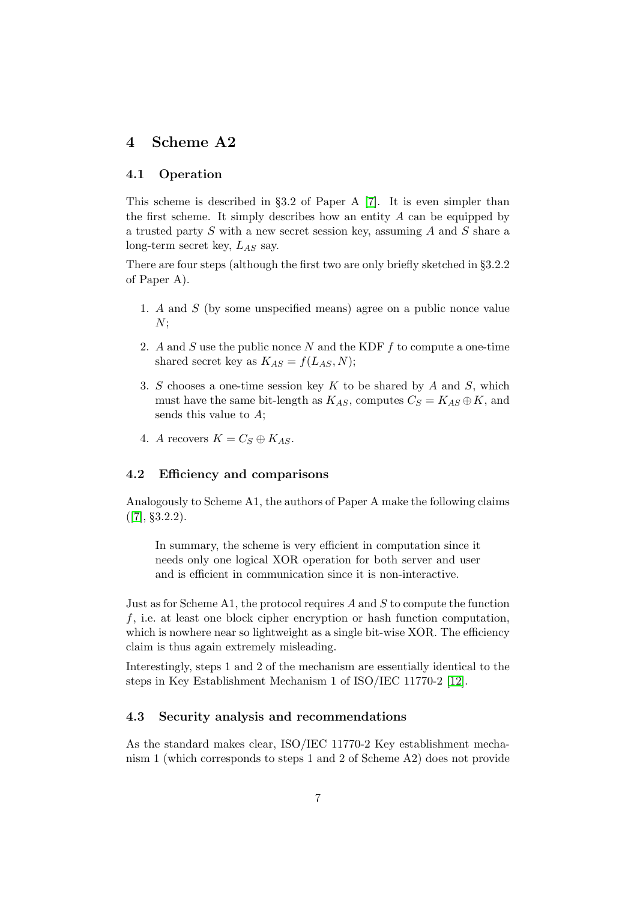## 4 Scheme A2

### 4.1 Operation

This scheme is described in §3.2 of Paper A [7]. It is even simpler than the first scheme. It simply describes how an entity $A$ can be equipped by a trusted party $S$ with a new secret session key, assuming $A$ and $S$ share a long-term secret key, $L_{AS}$ say.

There are four steps (although the first two are only briefly sketched in §3.2.2 of Paper A).

1. $A$ and $S$ (by some unspecified means) agree on a public nonce value $N$;
2. $A$ and $S$ use the public nonce $N$ and the KDF $f$ to compute a one-time shared secret key as $K_{AS} = f(L_{AS}, N)$;
3. $S$ chooses a one-time session key $K$ to be shared by $A$ and $S$, which must have the same bit-length as $K_{AS}$, computes $C_S = K_{AS} \oplus K$, and sends this value to $A$;
4. $A$ recovers $K = C_S \oplus K_{AS}$.

### 4.2 Efficiency and comparisons

Analogously to Scheme A1, the authors of Paper A make the following claims ([7], §3.2.2).

> In summary, the scheme is very efficient in computation since it needs only one logical XOR operation for both server and user and is efficient in communication since it is non-interactive.

Just as for Scheme A1, the protocol requires $A$ and $S$ to compute the function $f$, i.e. at least one block cipher encryption or hash function computation, which is nowhere near so lightweight as a single bit-wise XOR. The efficiency claim is thus again extremely misleading.

Interestingly, steps 1 and 2 of the mechanism are essentially identical to the steps in Key Establishment Mechanism 1 of ISO/IEC 11770-2 [12].

### 4.3 Security analysis and recommendations

As the standard makes clear, ISO/IEC 11770-2 Key establishment mechanism 1 (which corresponds to steps 1 and 2 of Scheme A2) does not provide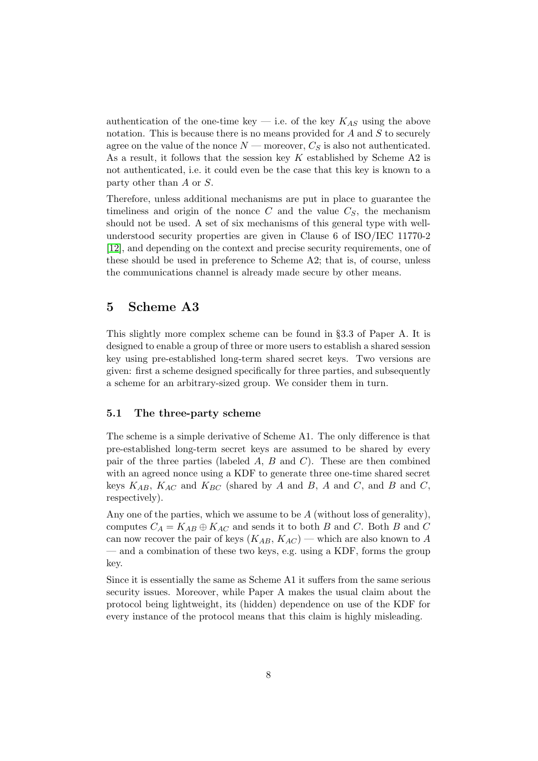authentication of the one-time key — i.e. of the key $K_{AS}$ using the above notation. This is because there is no means provided for $A$ and $S$ to securely agree on the value of the nonce $N$ — moreover, $C_S$ is also not authenticated. As a result, it follows that the session key $K$ established by Scheme A2 is not authenticated, i.e. it could even be the case that this key is known to a party other than $A$ or $S$.

Therefore, unless additional mechanisms are put in place to guarantee the timeliness and origin of the nonce $C$ and the value $C_S$, the mechanism should not be used. A set of six mechanisms of this general type with well-understood security properties are given in Clause 6 of ISO/IEC 11770-2 [12], and depending on the context and precise security requirements, one of these should be used in preference to Scheme A2; that is, of course, unless the communications channel is already made secure by other means.

## 5 Scheme A3

This slightly more complex scheme can be found in §3.3 of Paper A. It is designed to enable a group of three or more users to establish a shared session key using pre-established long-term shared secret keys. Two versions are given: first a scheme designed specifically for three parties, and subsequently a scheme for an arbitrary-sized group. We consider them in turn.

### 5.1 The three-party scheme

The scheme is a simple derivative of Scheme A1. The only difference is that pre-established long-term secret keys are assumed to be shared by every pair of the three parties (labeled $A$, $B$ and $C$). These are then combined with an agreed nonce using a KDF to generate three one-time shared secret keys $K_{AB}$, $K_{AC}$ and $K_{BC}$ (shared by $A$ and $B$, $A$ and $C$, and $B$ and $C$, respectively).

Any one of the parties, which we assume to be $A$ (without loss of generality), computes $C_A = K_{AB} \oplus K_{AC}$ and sends it to both $B$ and $C$. Both $B$ and $C$ can now recover the pair of keys $(K_{AB}, K_{AC})$ — which are also known to $A$ — and a combination of these two keys, e.g. using a KDF, forms the group key.

Since it is essentially the same as Scheme A1 it suffers from the same serious security issues. Moreover, while Paper A makes the usual claim about the protocol being lightweight, its (hidden) dependence on use of the KDF for every instance of the protocol means that this claim is highly misleading.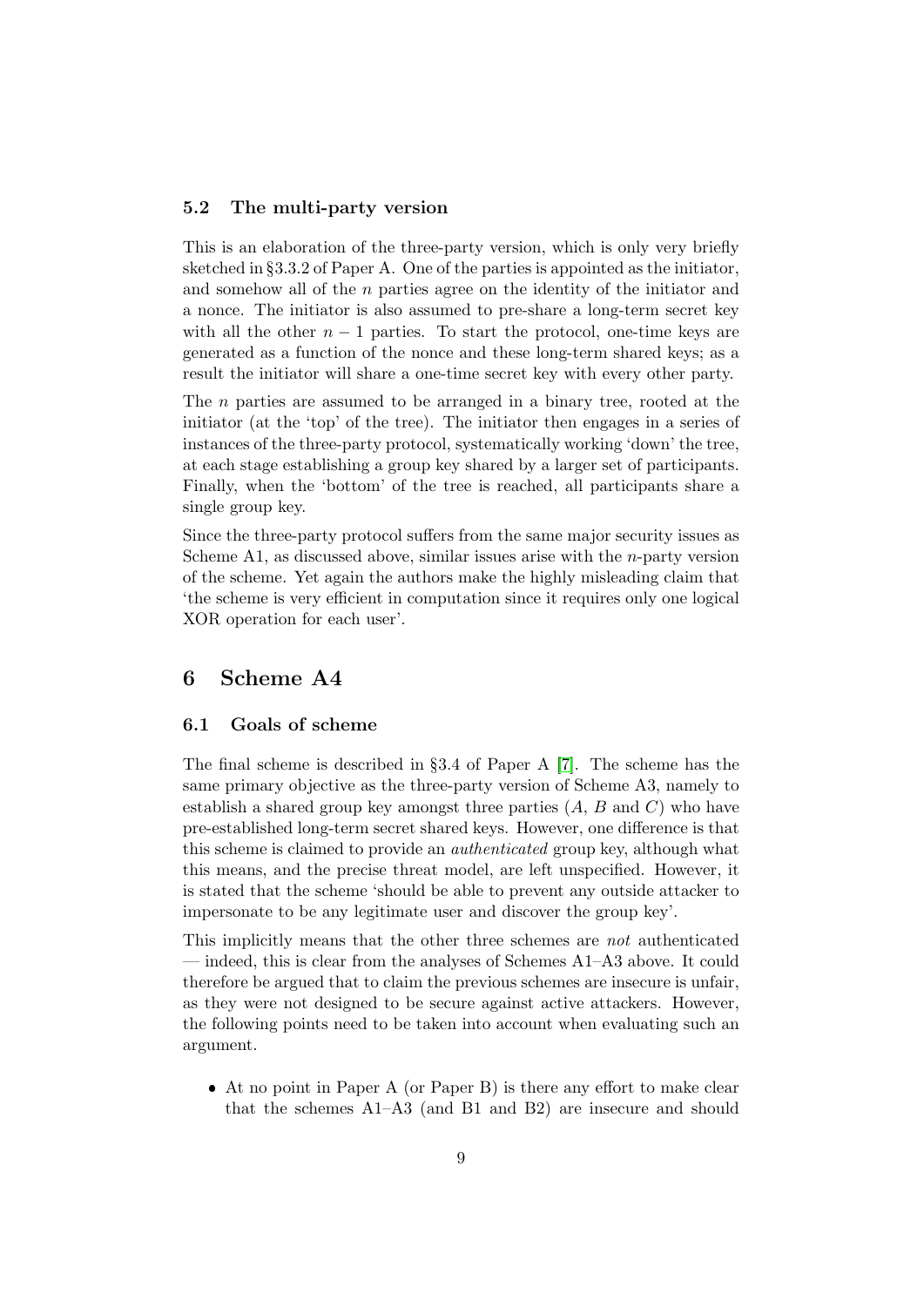### 5.2 The multi-party version

This is an elaboration of the three-party version, which is only very briefly sketched in §3.3.2 of Paper A. One of the parties is appointed as the initiator, and somehow all of the $n$ parties agree on the identity of the initiator and a nonce. The initiator is also assumed to pre-share a long-term secret key with all the other $n-1$ parties. To start the protocol, one-time keys are generated as a function of the nonce and these long-term shared keys; as a result the initiator will share a one-time secret key with every other party.

The $n$ parties are assumed to be arranged in a binary tree, rooted at the initiator (at the 'top' of the tree). The initiator then engages in a series of instances of the three-party protocol, systematically working 'down' the tree, at each stage establishing a group key shared by a larger set of participants. Finally, when the 'bottom' of the tree is reached, all participants share a single group key.

Since the three-party protocol suffers from the same major security issues as Scheme A1, as discussed above, similar issues arise with the $n$-party version of the scheme. Yet again the authors make the highly misleading claim that 'the scheme is very efficient in computation since it requires only one logical XOR operation for each user'.

## 6 Scheme A4

### 6.1 Goals of scheme

The final scheme is described in §3.4 of Paper A [7]. The scheme has the same primary objective as the three-party version of Scheme A3, namely to establish a shared group key amongst three parties ($A$, $B$ and $C$) who have pre-established long-term secret shared keys. However, one difference is that this scheme is claimed to provide an *authenticated* group key, although what this means, and the precise threat model, are left unspecified. However, it is stated that the scheme 'should be able to prevent any outside attacker to impersonate to be any legitimate user and discover the group key'.

This implicitly means that the other three schemes are *not* authenticated — indeed, this is clear from the analyses of Schemes A1–A3 above. It could therefore be argued that to claim the previous schemes are insecure is unfair, as they were not designed to be secure against active attackers. However, the following points need to be taken into account when evaluating such an argument.

- At no point in Paper A (or Paper B) is there any effort to make clear that the schemes A1–A3 (and B1 and B2) are insecure and should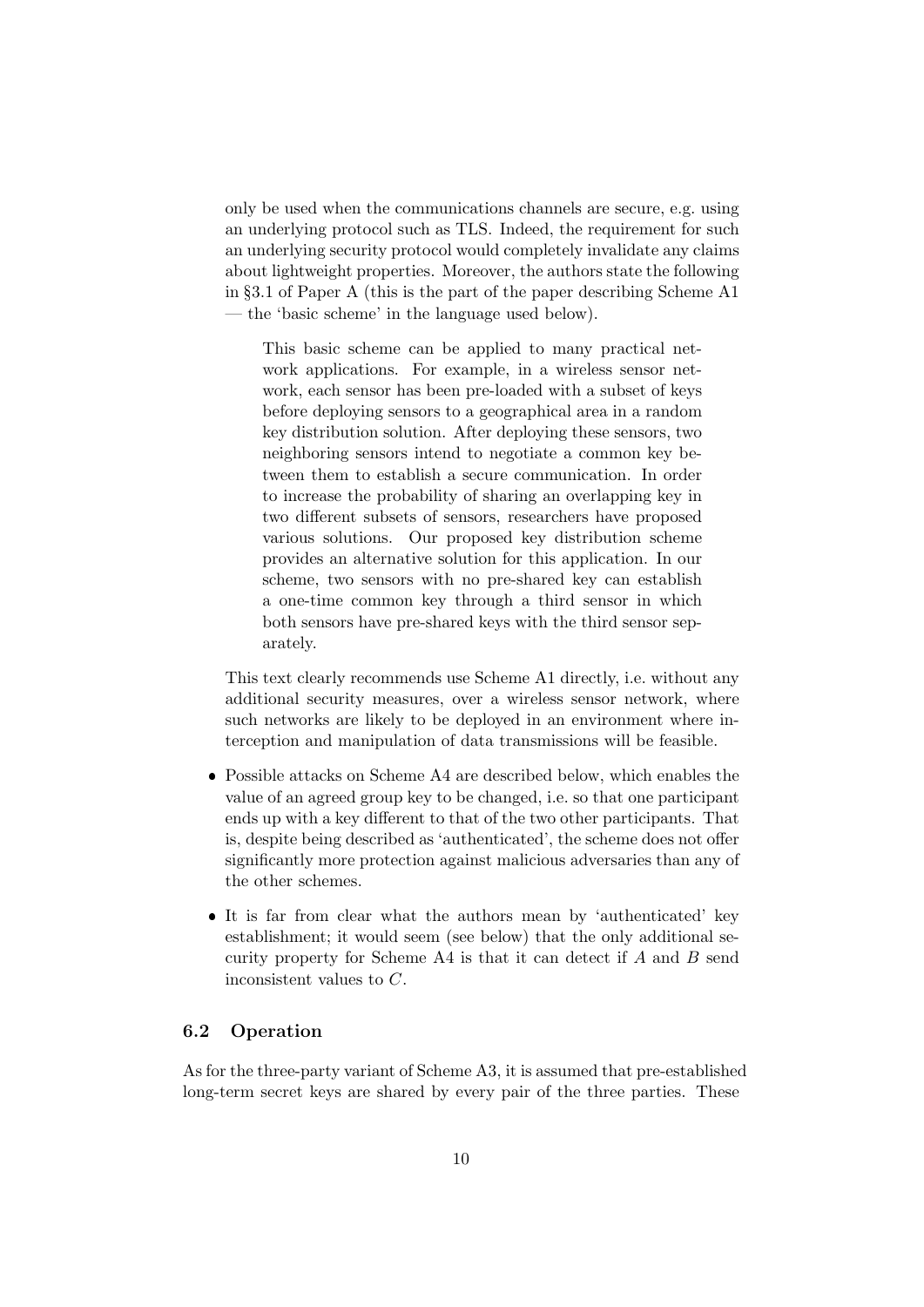only be used when the communications channels are secure, e.g. using an underlying protocol such as TLS. Indeed, the requirement for such an underlying security protocol would completely invalidate any claims about lightweight properties. Moreover, the authors state the following in §3.1 of Paper A (this is the part of the paper describing Scheme A1 — the 'basic scheme' in the language used below).

> This basic scheme can be applied to many practical network applications. For example, in a wireless sensor network, each sensor has been pre-loaded with a subset of keys before deploying sensors to a geographical area in a random key distribution solution. After deploying these sensors, two neighboring sensors intend to negotiate a common key between them to establish a secure communication. In order to increase the probability of sharing an overlapping key in two different subsets of sensors, researchers have proposed various solutions. Our proposed key distribution scheme provides an alternative solution for this application. In our scheme, two sensors with no pre-shared key can establish a one-time common key through a third sensor in which both sensors have pre-shared keys with the third sensor separately.

This text clearly recommends use Scheme A1 directly, i.e. without any additional security measures, over a wireless sensor network, where such networks are likely to be deployed in an environment where interception and manipulation of data transmissions will be feasible.

- Possible attacks on Scheme A4 are described below, which enables the value of an agreed group key to be changed, i.e. so that one participant ends up with a key different to that of the two other participants. That is, despite being described as 'authenticated', the scheme does not offer significantly more protection against malicious adversaries than any of the other schemes.
- It is far from clear what the authors mean by 'authenticated' key establishment; it would seem (see below) that the only additional security property for Scheme A4 is that it can detect if $A$ and $B$ send inconsistent values to $C$.

### 6.2 Operation

As for the three-party variant of Scheme A3, it is assumed that pre-established long-term secret keys are shared by every pair of the three parties. These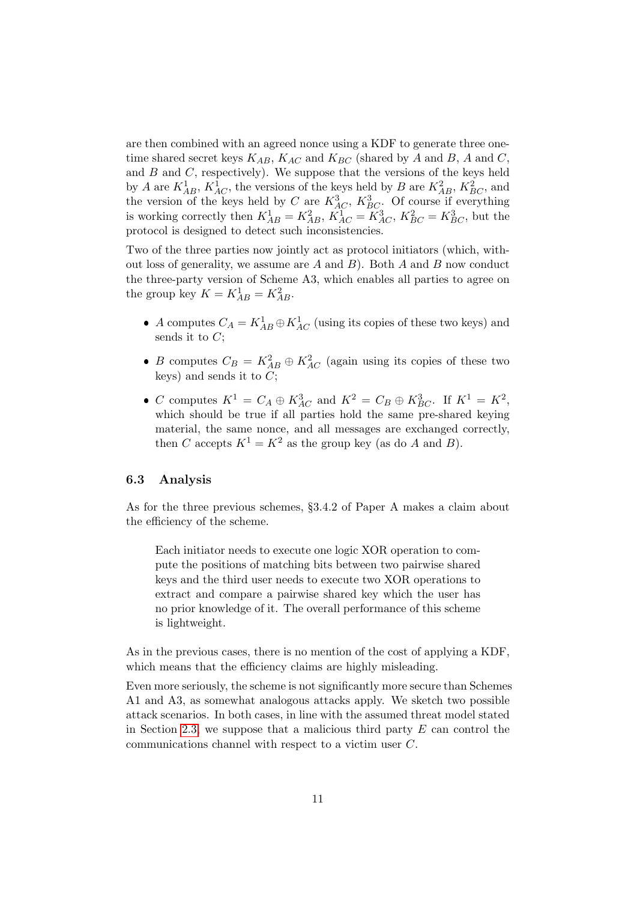are then combined with an agreed nonce using a KDF to generate three one-time shared secret keys $K_{AB}$, $K_{AC}$ and $K_{BC}$ (shared by $A$ and $B$, $A$ and $C$, and $B$ and $C$, respectively). We suppose that the versions of the keys held by $A$ are $K^1_{AB}$, $K^1_{AC}$, the versions of the keys held by $B$ are $K^2_{AB}$, $K^2_{BC}$, and the version of the keys held by $C$ are $K^3_{AC}$, $K^3_{BC}$. Of course if everything is working correctly then $K^1_{AB} = K^2_{AB}$, $K^1_{AC} = K^3_{AC}$, $K^2_{BC} = K^3_{BC}$, but the protocol is designed to detect such inconsistencies.

Two of the three parties now jointly act as protocol initiators (which, without loss of generality, we assume are $A$ and $B$). Both $A$ and $B$ now conduct the three-party version of Scheme A3, which enables all parties to agree on the group key $K = K^1_{AB} = K^2_{AB}$.

- $A$ computes $C_A = K^1_{AB} \oplus K^1_{AC}$ (using its copies of these two keys) and sends it to $C$;
- $B$ computes $C_B = K^2_{AB} \oplus K^2_{AC}$ (again using its copies of these two keys) and sends it to $C$;
- $C$ computes $K^1 = C_A \oplus K^3_{AC}$ and $K^2 = C_B \oplus K^3_{BC}$. If $K^1 = K^2$, which should be true if all parties hold the same pre-shared keying material, the same nonce, and all messages are exchanged correctly, then $C$ accepts $K^1 = K^2$ as the group key (as do $A$ and $B$).

### 6.3 Analysis

As for the three previous schemes, §3.4.2 of Paper A makes a claim about the efficiency of the scheme.

> Each initiator needs to execute one logic XOR operation to compute the positions of matching bits between two pairwise shared keys and the third user needs to execute two XOR operations to extract and compare a pairwise shared key which the user has no prior knowledge of it. The overall performance of this scheme is lightweight.

As in the previous cases, there is no mention of the cost of applying a KDF, which means that the efficiency claims are highly misleading.

Even more seriously, the scheme is not significantly more secure than Schemes A1 and A3, as somewhat analogous attacks apply. We sketch two possible attack scenarios. In both cases, in line with the assumed threat model stated in Section 2.3, we suppose that a malicious third party $E$ can control the communications channel with respect to a victim user $C$.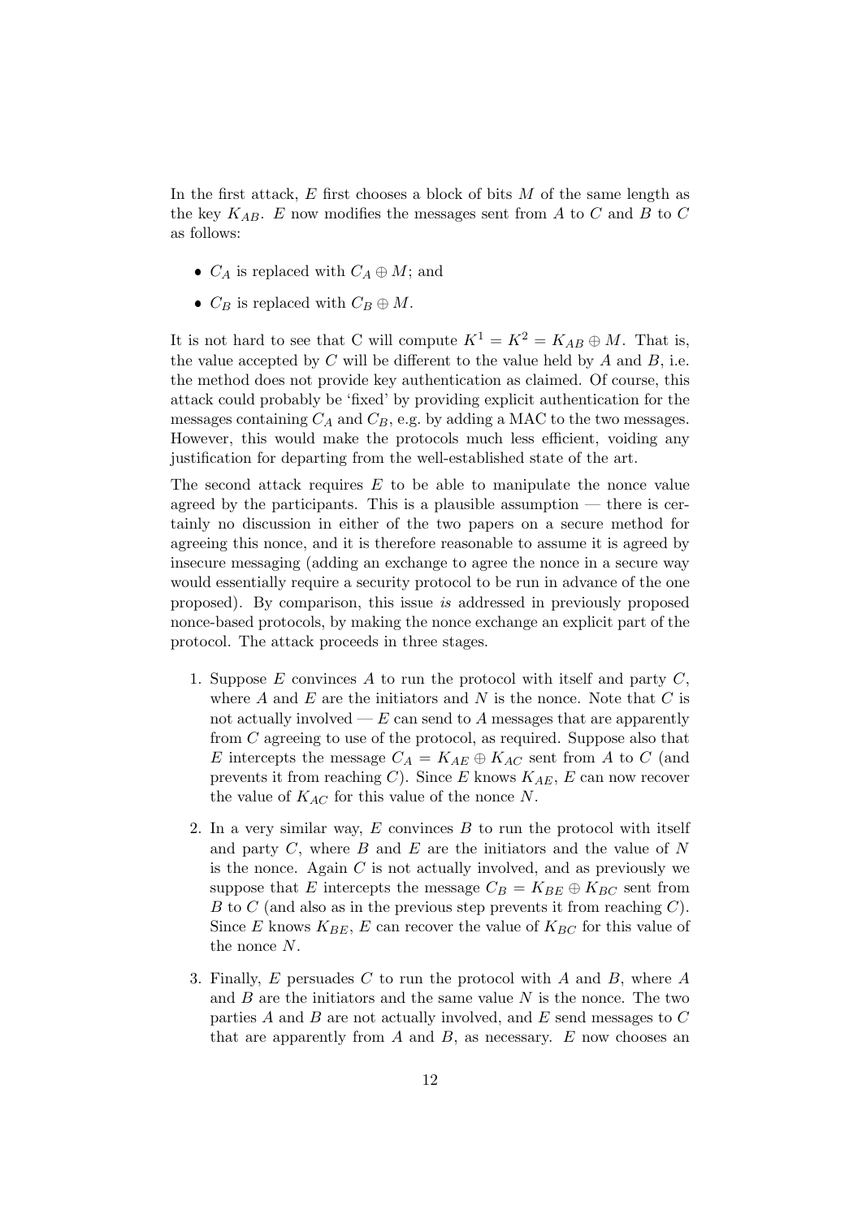In the first attack, $E$ first chooses a block of bits $M$ of the same length as the key $K_{AB}$. $E$ now modifies the messages sent from $A$ to $C$ and $B$ to $C$ as follows:

- $C_A$ is replaced with $C_A \oplus M$; and
- $C_B$ is replaced with $C_B \oplus M$.

It is not hard to see that C will compute $K^1 = K^2 = K_{AB} \oplus M$. That is, the value accepted by $C$ will be different to the value held by $A$ and $B$, i.e. the method does not provide key authentication as claimed. Of course, this attack could probably be 'fixed' by providing explicit authentication for the messages containing $C_A$ and $C_B$, e.g. by adding a MAC to the two messages. However, this would make the protocols much less efficient, voiding any justification for departing from the well-established state of the art.

The second attack requires $E$ to be able to manipulate the nonce value agreed by the participants. This is a plausible assumption — there is certainly no discussion in either of the two papers on a secure method for agreeing this nonce, and it is therefore reasonable to assume it is agreed by insecure messaging (adding an exchange to agree the nonce in a secure way would essentially require a security protocol to be run in advance of the one proposed). By comparison, this issue *is* addressed in previously proposed nonce-based protocols, by making the nonce exchange an explicit part of the protocol. The attack proceeds in three stages.

1. Suppose $E$ convinces $A$ to run the protocol with itself and party $C$, where $A$ and $E$ are the initiators and $N$ is the nonce. Note that $C$ is not actually involved — $E$ can send to $A$ messages that are apparently from $C$ agreeing to use of the protocol, as required. Suppose also that $E$ intercepts the message $C_A = K_{AE} \oplus K_{AC}$ sent from $A$ to $C$ (and prevents it from reaching $C$). Since $E$ knows $K_{AE}$, $E$ can now recover the value of $K_{AC}$ for this value of the nonce $N$.
2. In a very similar way, $E$ convinces $B$ to run the protocol with itself and party $C$, where $B$ and $E$ are the initiators and the value of $N$ is the nonce. Again $C$ is not actually involved, and as previously we suppose that $E$ intercepts the message $C_B = K_{BE} \oplus K_{BC}$ sent from $B$ to $C$ (and also as in the previous step prevents it from reaching $C$). Since $E$ knows $K_{BE}$, $E$ can recover the value of $K_{BC}$ for this value of the nonce $N$.
3. Finally, $E$ persuades $C$ to run the protocol with $A$ and $B$, where $A$ and $B$ are the initiators and the same value $N$ is the nonce. The two parties $A$ and $B$ are not actually involved, and $E$ send messages to $C$ that are apparently from $A$ and $B$, as necessary. $E$ now chooses an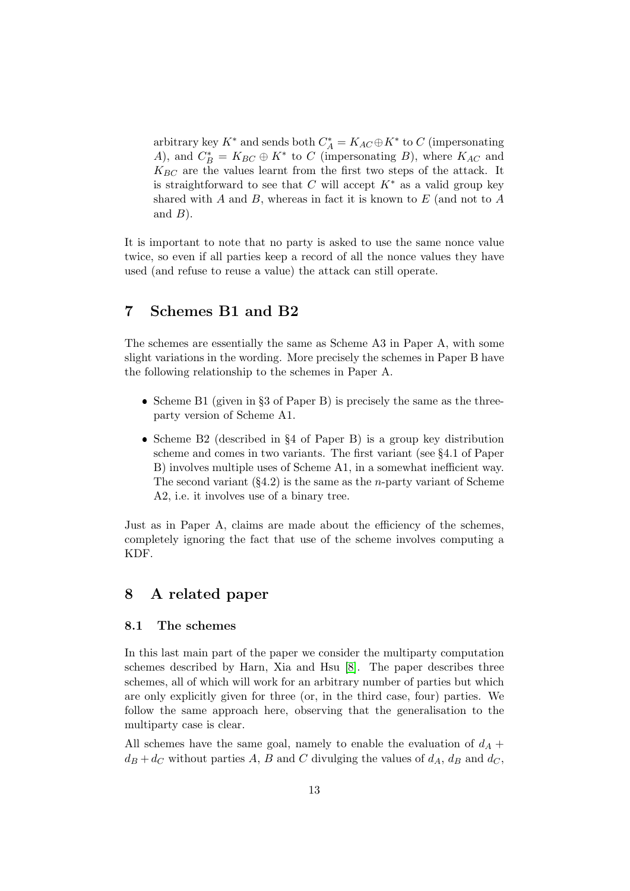arbitrary key $K^*$ and sends both $C_A^* = K_{AC} \oplus K^*$ to $C$ (impersonating $A$), and $C_B^* = K_{BC} \oplus K^*$ to $C$ (impersonating $B$), where $K_{AC}$ and $K_{BC}$ are the values learnt from the first two steps of the attack. It is straightforward to see that $C$ will accept $K^*$ as a valid group key shared with $A$ and $B$, whereas in fact it is known to $E$ (and not to $A$ and $B$).

It is important to note that no party is asked to use the same nonce value twice, so even if all parties keep a record of all the nonce values they have used (and refuse to reuse a value) the attack can still operate.

## 7 Schemes B1 and B2

The schemes are essentially the same as Scheme A3 in Paper A, with some slight variations in the wording. More precisely the schemes in Paper B have the following relationship to the schemes in Paper A.

- Scheme B1 (given in §3 of Paper B) is precisely the same as the three-party version of Scheme A1.
- Scheme B2 (described in §4 of Paper B) is a group key distribution scheme and comes in two variants. The first variant (see §4.1 of Paper B) involves multiple uses of Scheme A1, in a somewhat inefficient way. The second variant (§4.2) is the same as the $n$-party variant of Scheme A2, i.e. it involves use of a binary tree.

Just as in Paper A, claims are made about the efficiency of the schemes, completely ignoring the fact that use of the scheme involves computing a KDF.

## 8 A related paper

### 8.1 The schemes

In this last main part of the paper we consider the multiparty computation schemes described by Harn, Xia and Hsu [8]. The paper describes three schemes, all of which will work for an arbitrary number of parties but which are only explicitly given for three (or, in the third case, four) parties. We follow the same approach here, observing that the generalisation to the multiparty case is clear.

All schemes have the same goal, namely to enable the evaluation of $d_A + d_B + d_C$ without parties $A$, $B$ and $C$ divulging the values of $d_A$, $d_B$ and $d_C$,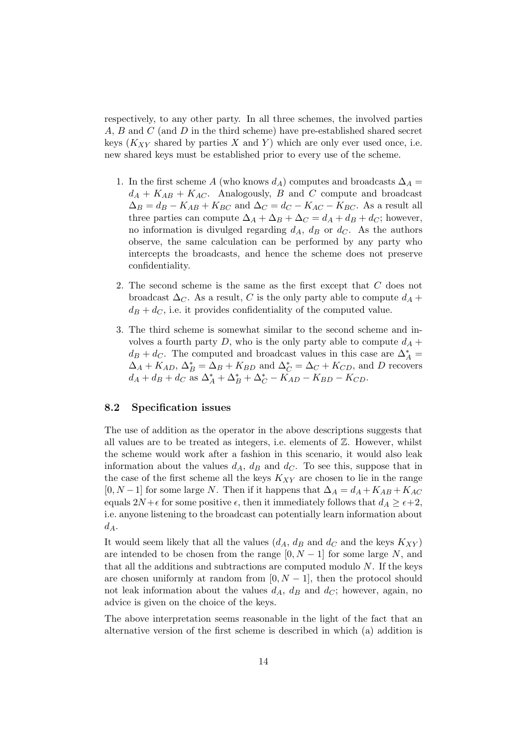respectively, to any other party. In all three schemes, the involved parties $A$, $B$ and $C$ (and $D$ in the third scheme) have pre-established shared secret keys ($K_{XY}$ shared by parties $X$ and $Y$) which are only ever used once, i.e. new shared keys must be established prior to every use of the scheme.

1. In the first scheme $A$ (who knows $d_A$) computes and broadcasts $\Delta_A = d_A + K_{AB} + K_{AC}$. Analogously, $B$ and $C$ compute and broadcast $\Delta_B = d_B - K_{AB} + K_{BC}$ and $\Delta_C = d_C - K_{AC} - K_{BC}$. As a result all three parties can compute $\Delta_A + \Delta_B + \Delta_C = d_A + d_B + d_C$; however, no information is divulged regarding $d_A$, $d_B$ or $d_C$. As the authors observe, the same calculation can be performed by any party who intercepts the broadcasts, and hence the scheme does not preserve confidentiality.

2. The second scheme is the same as the first except that $C$ does not broadcast $\Delta_C$. As a result, $C$ is the only party able to compute $d_A + d_B + d_C$, i.e. it provides confidentiality of the computed value.

3. The third scheme is somewhat similar to the second scheme and involves a fourth party $D$, who is the only party able to compute $d_A + d_B + d_C$. The computed and broadcast values in this case are $\Delta^*_A = \Delta_A + K_{AD}$, $\Delta^*_B = \Delta_B + K_{BD}$ and $\Delta^*_C = \Delta_C + K_{CD}$, and $D$ recovers $d_A + d_B + d_C$ as $\Delta^*_A + \Delta^*_B + \Delta^*_C - K_{AD} - K_{BD} - K_{CD}$.

### 8.2 Specification issues

The use of addition as the operator in the above descriptions suggests that all values are to be treated as integers, i.e. elements of $\mathbb{Z}$. However, whilst the scheme would work after a fashion in this scenario, it would also leak information about the values $d_A$, $d_B$ and $d_C$. To see this, suppose that in the case of the first scheme all the keys $K_{XY}$ are chosen to lie in the range $[0, N-1]$ for some large $N$. Then if it happens that $\Delta_A = d_A + K_{AB} + K_{AC}$ equals $2N + \epsilon$ for some positive $\epsilon$, then it immediately follows that $d_A \geq \epsilon + 2$, i.e. anyone listening to the broadcast can potentially learn information about $d_A$.

It would seem likely that all the values ($d_A$, $d_B$ and $d_C$ and the keys $K_{XY}$) are intended to be chosen from the range $[0, N-1]$ for some large $N$, and that all the additions and subtractions are computed modulo $N$. If the keys are chosen uniformly at random from $[0, N-1]$, then the protocol should not leak information about the values $d_A$, $d_B$ and $d_C$; however, again, no advice is given on the choice of the keys.

The above interpretation seems reasonable in the light of the fact that an alternative version of the first scheme is described in which (a) addition is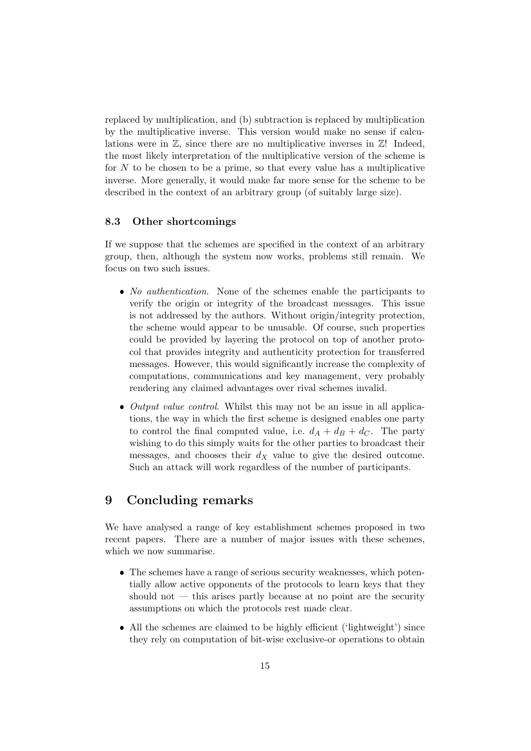replaced by multiplication, and (b) subtraction is replaced by multiplication by the multiplicative inverse. This version would make no sense if calculations were in $\mathbb{Z}$, since there are no multiplicative inverses in $\mathbb{Z}$! Indeed, the most likely interpretation of the multiplicative version of the scheme is for $N$ to be chosen to be a prime, so that every value has a multiplicative inverse. More generally, it would make far more sense for the scheme to be described in the context of an arbitrary group (of suitably large size).

### 8.3 Other shortcomings

If we suppose that the schemes are specified in the context of an arbitrary group, then, although the system now works, problems still remain. We focus on two such issues.

- *No authentication*. None of the schemes enable the participants to verify the origin or integrity of the broadcast messages. This issue is not addressed by the authors. Without origin/integrity protection, the scheme would appear to be unusable. Of course, such properties could be provided by layering the protocol on top of another protocol that provides integrity and authenticity protection for transferred messages. However, this would significantly increase the complexity of computations, communications and key management, very probably rendering any claimed advantages over rival schemes invalid.
- *Output value control*. Whilst this may not be an issue in all applications, the way in which the first scheme is designed enables one party to control the final computed value, i.e. $d_A + d_B + d_C$. The party wishing to do this simply waits for the other parties to broadcast their messages, and chooses their $d_X$ value to give the desired outcome. Such an attack will work regardless of the number of participants.

## 9 Concluding remarks

We have analysed a range of key establishment schemes proposed in two recent papers. There are a number of major issues with these schemes, which we now summarise.

- The schemes have a range of serious security weaknesses, which potentially allow active opponents of the protocols to learn keys that they should not — this arises partly because at no point are the security assumptions on which the protocols rest made clear.
- All the schemes are claimed to be highly efficient ('lightweight') since they rely on computation of bit-wise exclusive-or operations to obtain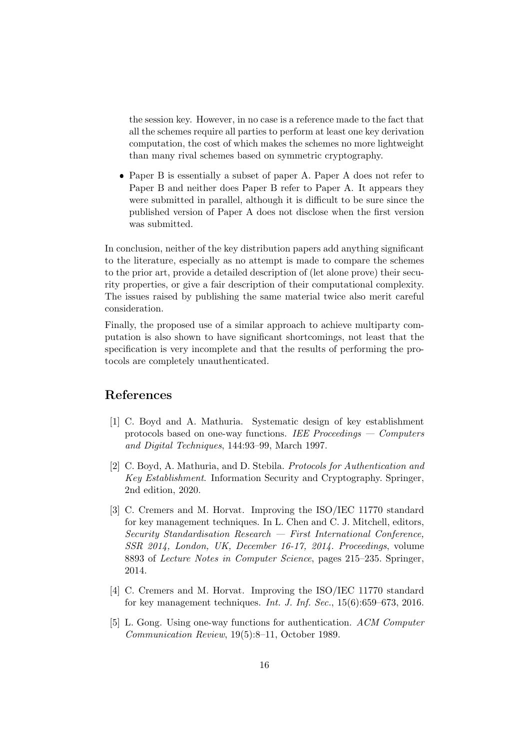the session key. However, in no case is a reference made to the fact that all the schemes require all parties to perform at least one key derivation computation, the cost of which makes the schemes no more lightweight than many rival schemes based on symmetric cryptography.

- Paper B is essentially a subset of paper A. Paper A does not refer to Paper B and neither does Paper B refer to Paper A. It appears they were submitted in parallel, although it is difficult to be sure since the published version of Paper A does not disclose when the first version was submitted.

In conclusion, neither of the key distribution papers add anything significant to the literature, especially as no attempt is made to compare the schemes to the prior art, provide a detailed description of (let alone prove) their security properties, or give a fair description of their computational complexity. The issues raised by publishing the same material twice also merit careful consideration.

Finally, the proposed use of a similar approach to achieve multiparty computation is also shown to have significant shortcomings, not least that the specification is very incomplete and that the results of performing the protocols are completely unauthenticated.

## References

[1] C. Boyd and A. Mathuria. Systematic design of key establishment protocols based on one-way functions. *IEE Proceedings — Computers and Digital Techniques*, 144:93–99, March 1997.

[2] C. Boyd, A. Mathuria, and D. Stebila. *Protocols for Authentication and Key Establishment*. Information Security and Cryptography. Springer, 2nd edition, 2020.

[3] C. Cremers and M. Horvat. Improving the ISO/IEC 11770 standard for key management techniques. In L. Chen and C. J. Mitchell, editors, *Security Standardisation Research — First International Conference, SSR 2014, London, UK, December 16-17, 2014. Proceedings*, volume 8893 of *Lecture Notes in Computer Science*, pages 215–235. Springer, 2014.

[4] C. Cremers and M. Horvat. Improving the ISO/IEC 11770 standard for key management techniques. *Int. J. Inf. Sec.*, 15(6):659–673, 2016.

[5] L. Gong. Using one-way functions for authentication. *ACM Computer Communication Review*, 19(5):8–11, October 1989.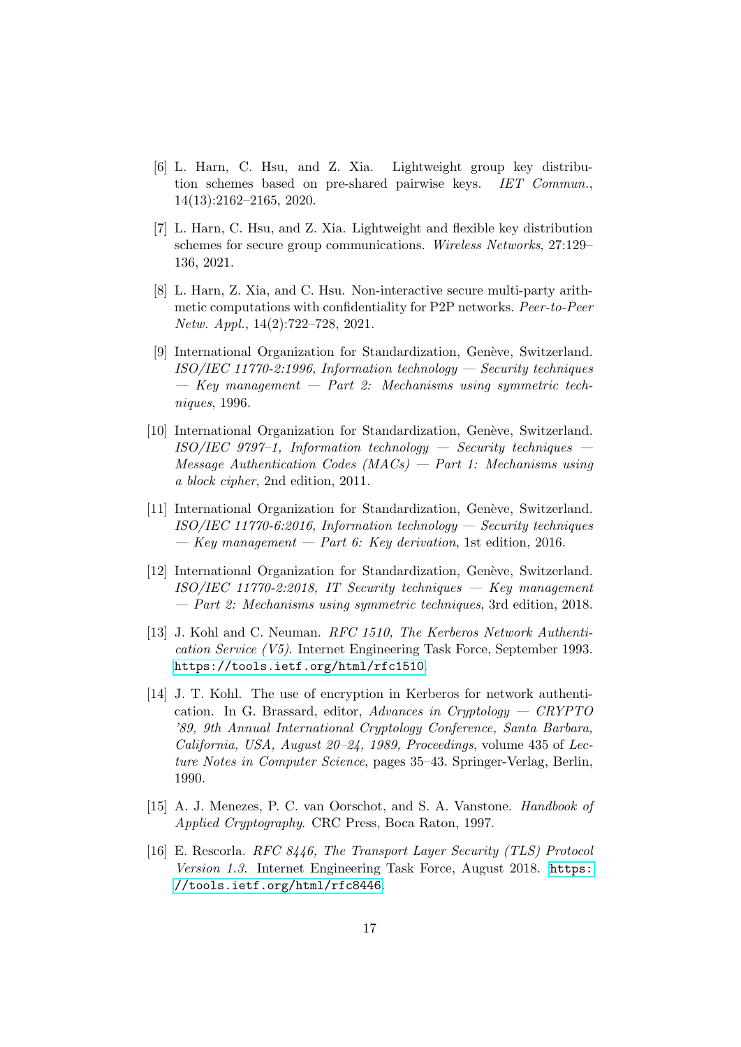[6] L. Harn, C. Hsu, and Z. Xia. Lightweight group key distribution schemes based on pre-shared pairwise keys. *IET Commun.*, 14(13):2162–2165, 2020.

[7] L. Harn, C. Hsu, and Z. Xia. Lightweight and flexible key distribution schemes for secure group communications. *Wireless Networks*, 27:129–136, 2021.

[8] L. Harn, Z. Xia, and C. Hsu. Non-interactive secure multi-party arithmetic computations with confidentiality for P2P networks. *Peer-to-Peer Netw. Appl.*, 14(2):722–728, 2021.

[9] International Organization for Standardization, Genève, Switzerland. *ISO/IEC 11770-2:1996, Information technology — Security techniques — Key management — Part 2: Mechanisms using symmetric techniques*, 1996.

[10] International Organization for Standardization, Genève, Switzerland. *ISO/IEC 9797–1, Information technology — Security techniques — Message Authentication Codes (MACs) — Part 1: Mechanisms using a block cipher*, 2nd edition, 2011.

[11] International Organization for Standardization, Genève, Switzerland. *ISO/IEC 11770-6:2016, Information technology — Security techniques — Key management — Part 6: Key derivation*, 1st edition, 2016.

[12] International Organization for Standardization, Genève, Switzerland. *ISO/IEC 11770-2:2018, IT Security techniques — Key management — Part 2: Mechanisms using symmetric techniques*, 3rd edition, 2018.

[13] J. Kohl and C. Neuman. *RFC 1510, The Kerberos Network Authentication Service (V5)*. Internet Engineering Task Force, September 1993. https://tools.ietf.org/html/rfc1510.

[14] J. T. Kohl. The use of encryption in Kerberos for network authentication. In G. Brassard, editor, *Advances in Cryptology — CRYPTO '89, 9th Annual International Cryptology Conference, Santa Barbara, California, USA, August 20–24, 1989, Proceedings*, volume 435 of *Lecture Notes in Computer Science*, pages 35–43. Springer-Verlag, Berlin, 1990.

[15] A. J. Menezes, P. C. van Oorschot, and S. A. Vanstone. *Handbook of Applied Cryptography*. CRC Press, Boca Raton, 1997.

[16] E. Rescorla. *RFC 8446, The Transport Layer Security (TLS) Protocol Version 1.3*. Internet Engineering Task Force, August 2018. https://tools.ietf.org/html/rfc8446.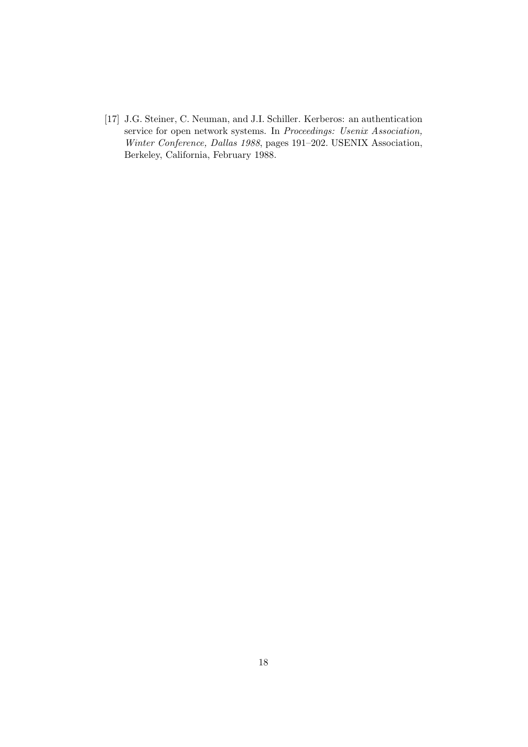[17] J.G. Steiner, C. Neuman, and J.I. Schiller. Kerberos: an authentication service for open network systems. In *Proceedings: Usenix Association, Winter Conference, Dallas 1988*, pages 191–202. USENIX Association, Berkeley, California, February 1988.